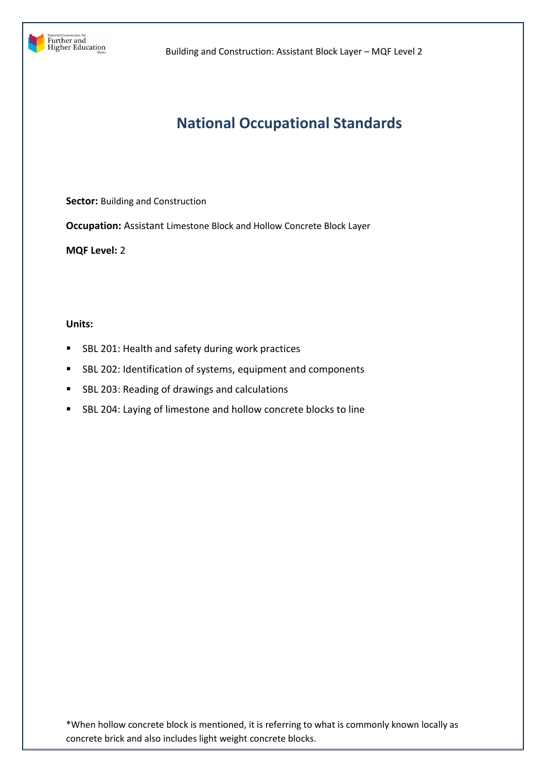# National Occupational Standards

**Sector:** Building and Construction

**Occupation:** Assistant Limestone Block and Hollow Concrete Block Layer

**MQF Level:** 2

**Units:**

- SBL 201: Health and safety during work practices
- SBL 202: Identification of systems, equipment and components
- SBL 203: Reading of drawings and calculations
- SBL 204: Laying of limestone and hollow concrete blocks to line

*When hollow concrete block is mentioned, it is referring to what is commonly known locally as concrete brick and also includes light weight concrete blocks.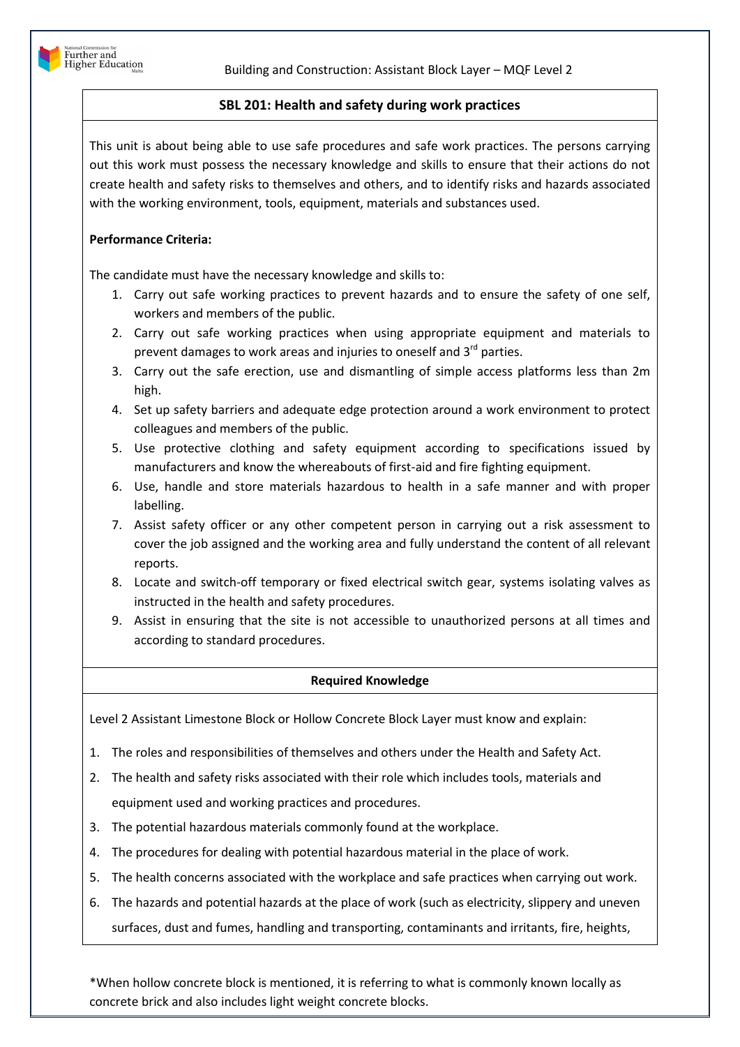## SBL 201: Health and safety during work practices

This unit is about being able to use safe procedures and safe work practices. The persons carrying out this work must possess the necessary knowledge and skills to ensure that their actions do not create health and safety risks to themselves and others, and to identify risks and hazards associated with the working environment, tools, equipment, materials and substances used.

**Performance Criteria:**

The candidate must have the necessary knowledge and skills to:

1. Carry out safe working practices to prevent hazards and to ensure the safety of one self, workers and members of the public.
2. Carry out safe working practices when using appropriate equipment and materials to prevent damages to work areas and injuries to oneself and 3rd parties.
3. Carry out the safe erection, use and dismantling of simple access platforms less than 2m high.
4. Set up safety barriers and adequate edge protection around a work environment to protect colleagues and members of the public.
5. Use protective clothing and safety equipment according to specifications issued by manufacturers and know the whereabouts of first-aid and fire fighting equipment.
6. Use, handle and store materials hazardous to health in a safe manner and with proper labelling.
7. Assist safety officer or any other competent person in carrying out a risk assessment to cover the job assigned and the working area and fully understand the content of all relevant reports.
8. Locate and switch-off temporary or fixed electrical switch gear, systems isolating valves as instructed in the health and safety procedures.
9. Assist in ensuring that the site is not accessible to unauthorized persons at all times and according to standard procedures.

### Required Knowledge

Level 2 Assistant Limestone Block or Hollow Concrete Block Layer must know and explain:

1. The roles and responsibilities of themselves and others under the Health and Safety Act.
2. The health and safety risks associated with their role which includes tools, materials and equipment used and working practices and procedures.
3. The potential hazardous materials commonly found at the workplace.
4. The procedures for dealing with potential hazardous material in the place of work.
5. The health concerns associated with the workplace and safe practices when carrying out work.
6. The hazards and potential hazards at the place of work (such as electricity, slippery and uneven surfaces, dust and fumes, handling and transporting, contaminants and irritants, fire, heights,

*When hollow concrete block is mentioned, it is referring to what is commonly known locally as concrete brick and also includes light weight concrete blocks.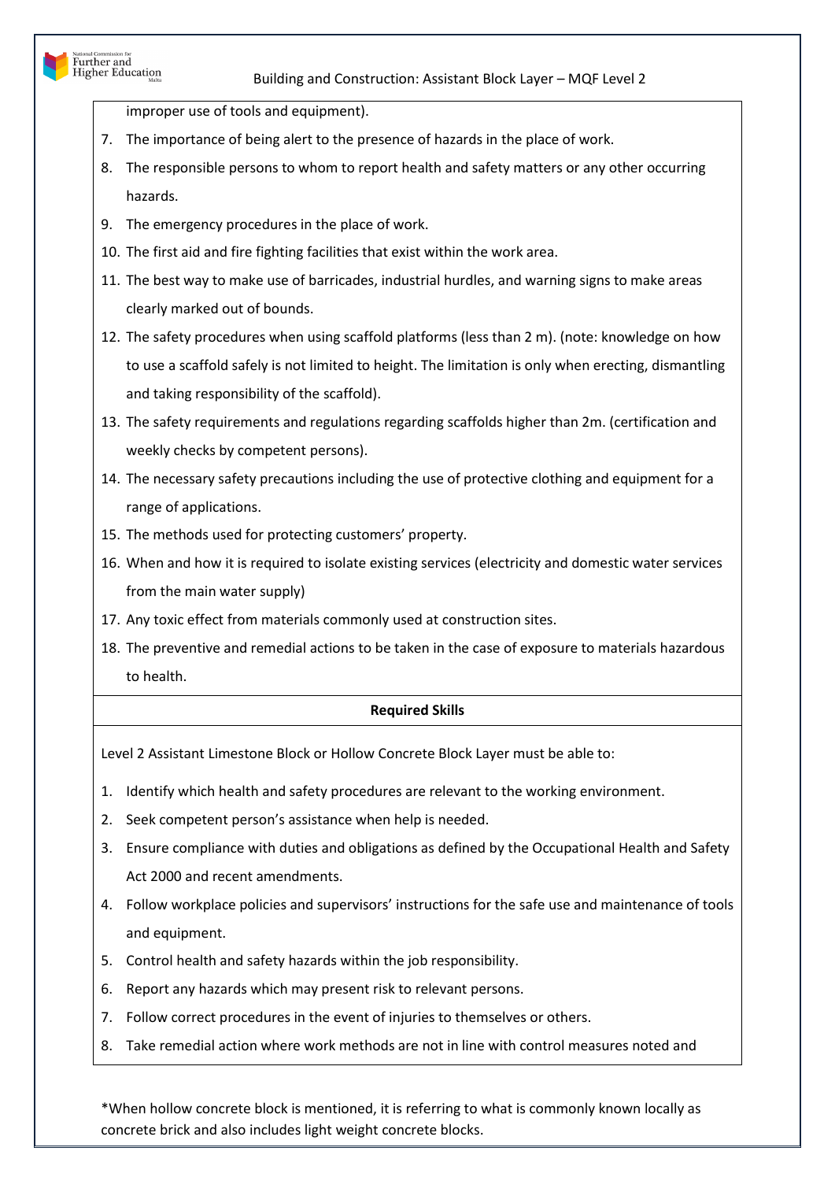improper use of tools and equipment).

7. The importance of being alert to the presence of hazards in the place of work.
8. The responsible persons to whom to report health and safety matters or any other occurring hazards.
9. The emergency procedures in the place of work.
10. The first aid and fire fighting facilities that exist within the work area.
11. The best way to make use of barricades, industrial hurdles, and warning signs to make areas clearly marked out of bounds.
12. The safety procedures when using scaffold platforms (less than 2 m). (note: knowledge on how to use a scaffold safely is not limited to height. The limitation is only when erecting, dismantling and taking responsibility of the scaffold).
13. The safety requirements and regulations regarding scaffolds higher than 2m. (certification and weekly checks by competent persons).
14. The necessary safety precautions including the use of protective clothing and equipment for a range of applications.
15. The methods used for protecting customers' property.
16. When and how it is required to isolate existing services (electricity and domestic water services from the main water supply)
17. Any toxic effect from materials commonly used at construction sites.
18. The preventive and remedial actions to be taken in the case of exposure to materials hazardous to health.

**Required Skills**

Level 2 Assistant Limestone Block or Hollow Concrete Block Layer must be able to:

1. Identify which health and safety procedures are relevant to the working environment.
2. Seek competent person's assistance when help is needed.
3. Ensure compliance with duties and obligations as defined by the Occupational Health and Safety Act 2000 and recent amendments.
4. Follow workplace policies and supervisors' instructions for the safe use and maintenance of tools and equipment.
5. Control health and safety hazards within the job responsibility.
6. Report any hazards which may present risk to relevant persons.
7. Follow correct procedures in the event of injuries to themselves or others.
8. Take remedial action where work methods are not in line with control measures noted and

*When hollow concrete block is mentioned, it is referring to what is commonly known locally as concrete brick and also includes light weight concrete blocks.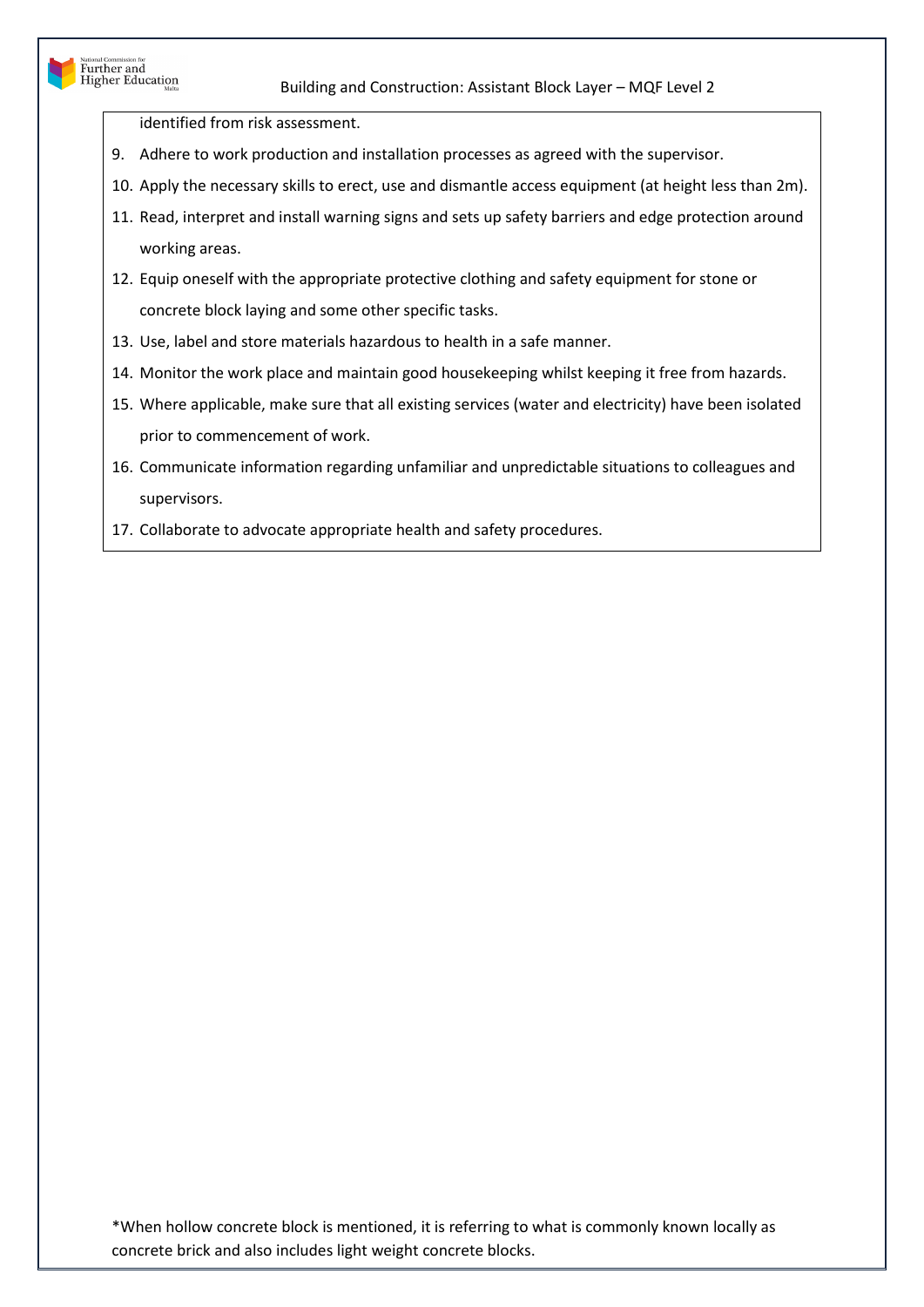identified from risk assessment.

9. Adhere to work production and installation processes as agreed with the supervisor.
10. Apply the necessary skills to erect, use and dismantle access equipment (at height less than 2m).
11. Read, interpret and install warning signs and sets up safety barriers and edge protection around working areas.
12. Equip oneself with the appropriate protective clothing and safety equipment for stone or concrete block laying and some other specific tasks.
13. Use, label and store materials hazardous to health in a safe manner.
14. Monitor the work place and maintain good housekeeping whilst keeping it free from hazards.
15. Where applicable, make sure that all existing services (water and electricity) have been isolated prior to commencement of work.
16. Communicate information regarding unfamiliar and unpredictable situations to colleagues and supervisors.
17. Collaborate to advocate appropriate health and safety procedures.

*When hollow concrete block is mentioned, it is referring to what is commonly known locally as concrete brick and also includes light weight concrete blocks.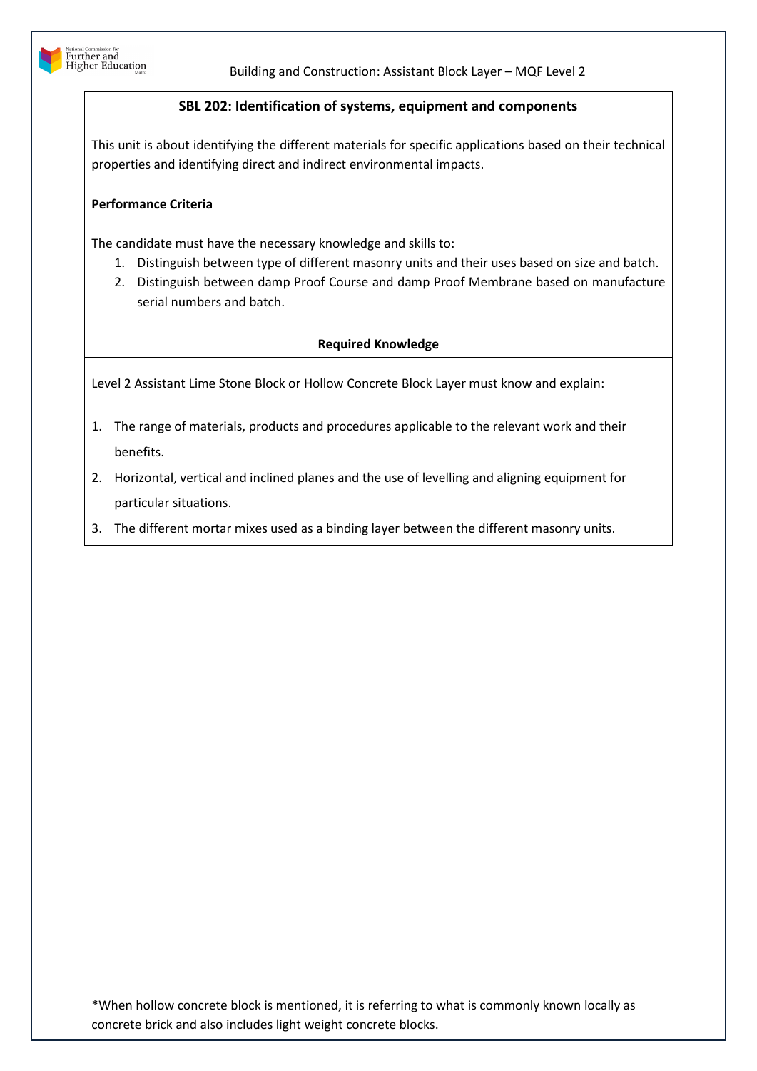## SBL 202: Identification of systems, equipment and components

This unit is about identifying the different materials for specific applications based on their technical properties and identifying direct and indirect environmental impacts.

**Performance Criteria**

The candidate must have the necessary knowledge and skills to:

1. Distinguish between type of different masonry units and their uses based on size and batch.
2. Distinguish between damp Proof Course and damp Proof Membrane based on manufacture serial numbers and batch.

**Required Knowledge**

Level 2 Assistant Lime Stone Block or Hollow Concrete Block Layer must know and explain:

1. The range of materials, products and procedures applicable to the relevant work and their benefits.
2. Horizontal, vertical and inclined planes and the use of levelling and aligning equipment for particular situations.
3. The different mortar mixes used as a binding layer between the different masonry units.

*When hollow concrete block is mentioned, it is referring to what is commonly known locally as concrete brick and also includes light weight concrete blocks.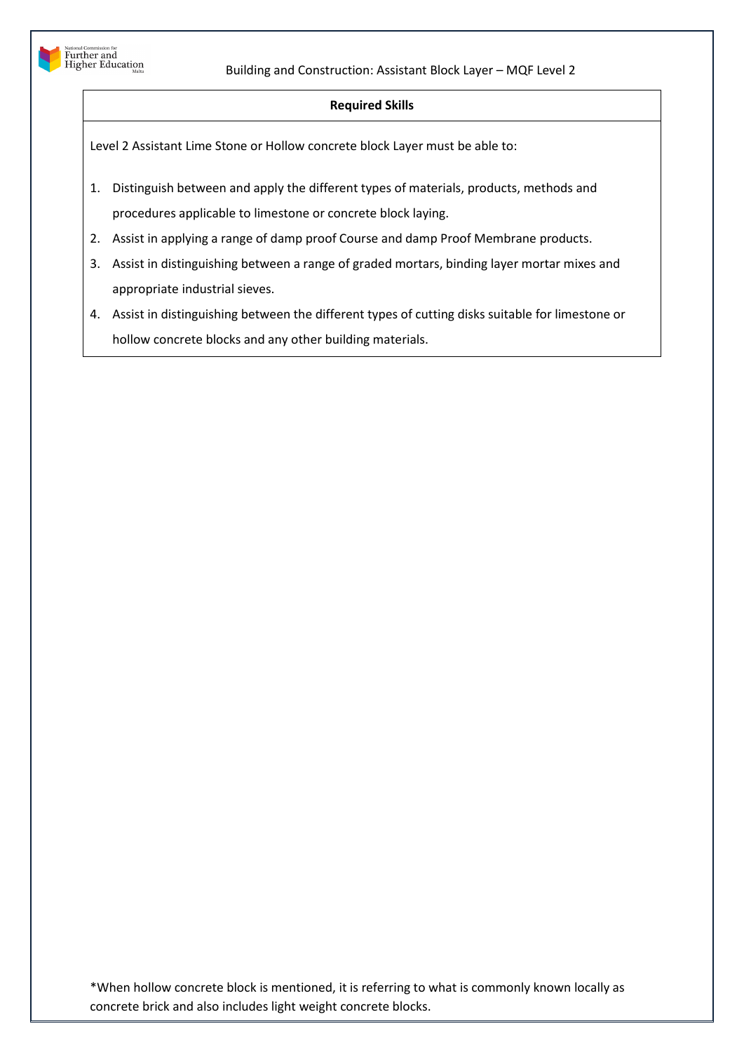| **Required Skills** |
|---|
| Level 2 Assistant Lime Stone or Hollow concrete block Layer must be able to:<br><br>1. Distinguish between and apply the different types of materials, products, methods and procedures applicable to limestone or concrete block laying.<br>2. Assist in applying a range of damp proof Course and damp Proof Membrane products.<br>3. Assist in distinguishing between a range of graded mortars, binding layer mortar mixes and appropriate industrial sieves.<br>4. Assist in distinguishing between the different types of cutting disks suitable for limestone or hollow concrete blocks and any other building materials. |

*When hollow concrete block is mentioned, it is referring to what is commonly known locally as concrete brick and also includes light weight concrete blocks.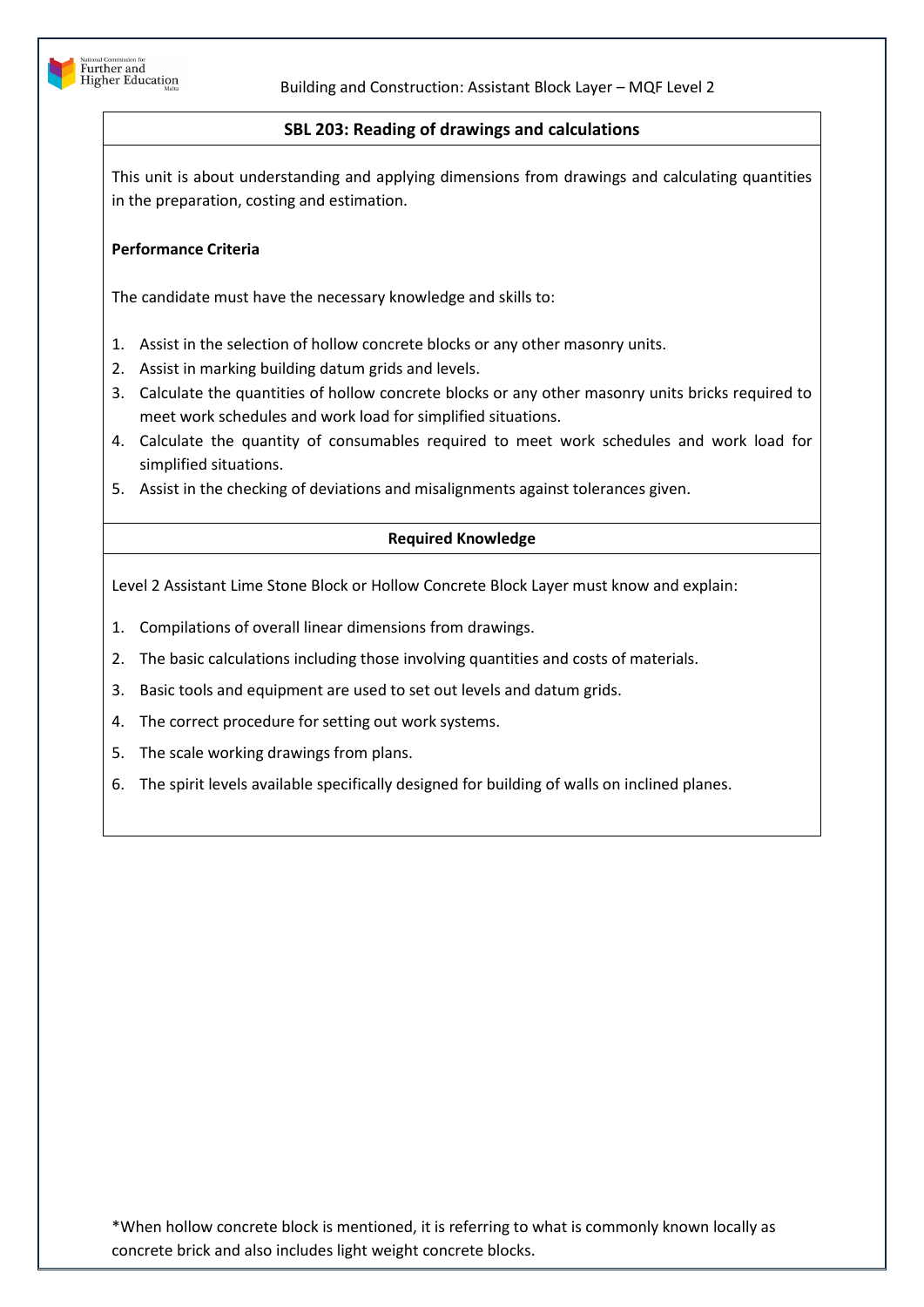## SBL 203: Reading of drawings and calculations

This unit is about understanding and applying dimensions from drawings and calculating quantities in the preparation, costing and estimation.

**Performance Criteria**

The candidate must have the necessary knowledge and skills to:

1. Assist in the selection of hollow concrete blocks or any other masonry units.
2. Assist in marking building datum grids and levels.
3. Calculate the quantities of hollow concrete blocks or any other masonry units bricks required to meet work schedules and work load for simplified situations.
4. Calculate the quantity of consumables required to meet work schedules and work load for simplified situations.
5. Assist in the checking of deviations and misalignments against tolerances given.

**Required Knowledge**

Level 2 Assistant Lime Stone Block or Hollow Concrete Block Layer must know and explain:

1. Compilations of overall linear dimensions from drawings.
2. The basic calculations including those involving quantities and costs of materials.
3. Basic tools and equipment are used to set out levels and datum grids.
4. The correct procedure for setting out work systems.
5. The scale working drawings from plans.
6. The spirit levels available specifically designed for building of walls on inclined planes.

*When hollow concrete block is mentioned, it is referring to what is commonly known locally as concrete brick and also includes light weight concrete blocks.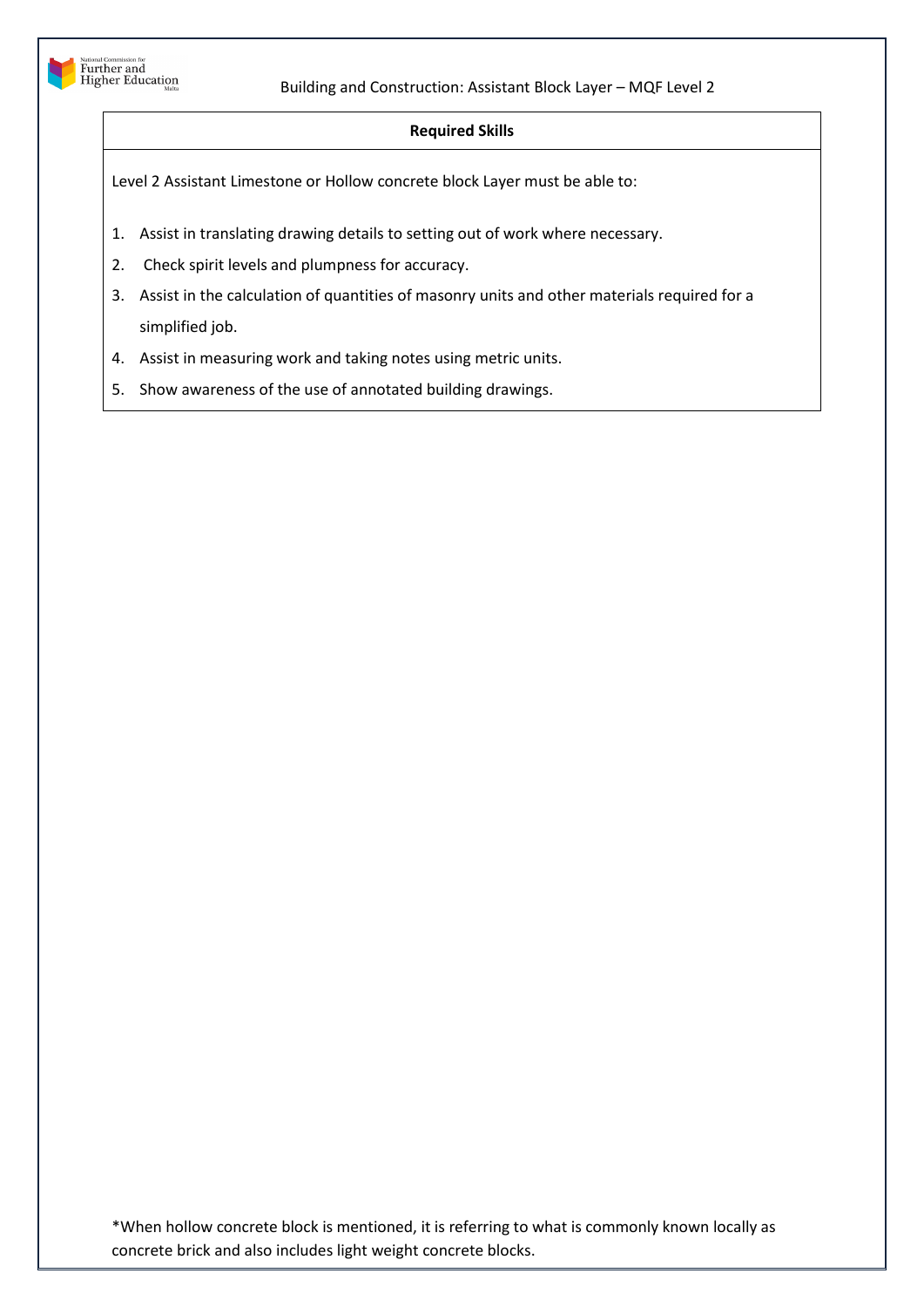| Required Skills |
| --- |
| Level 2 Assistant Limestone or Hollow concrete block Layer must be able to:<br><br>1. Assist in translating drawing details to setting out of work where necessary.<br>2. Check spirit levels and plumpness for accuracy.<br>3. Assist in the calculation of quantities of masonry units and other materials required for a simplified job.<br>4. Assist in measuring work and taking notes using metric units.<br>5. Show awareness of the use of annotated building drawings. |

*When hollow concrete block is mentioned, it is referring to what is commonly known locally as concrete brick and also includes light weight concrete blocks.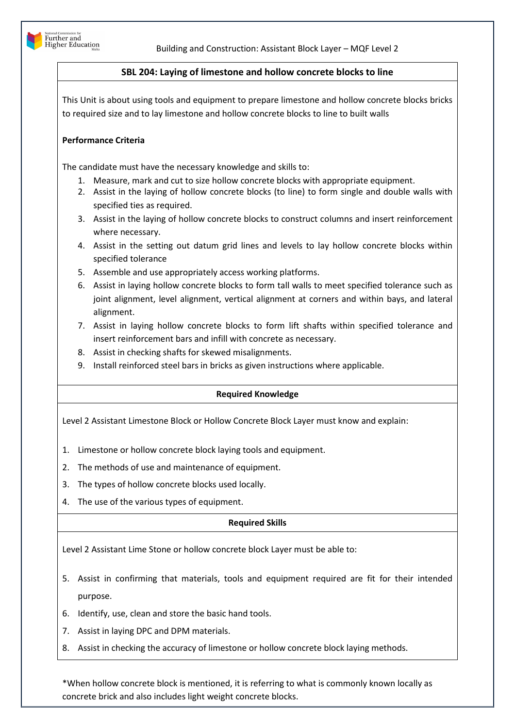## SBL 204: Laying of limestone and hollow concrete blocks to line

This Unit is about using tools and equipment to prepare limestone and hollow concrete blocks bricks to required size and to lay limestone and hollow concrete blocks to line to built walls

**Performance Criteria**

The candidate must have the necessary knowledge and skills to:

1. Measure, mark and cut to size hollow concrete blocks with appropriate equipment.
2. Assist in the laying of hollow concrete blocks (to line) to form single and double walls with specified ties as required.
3. Assist in the laying of hollow concrete blocks to construct columns and insert reinforcement where necessary.
4. Assist in the setting out datum grid lines and levels to lay hollow concrete blocks within specified tolerance
5. Assemble and use appropriately access working platforms.
6. Assist in laying hollow concrete blocks to form tall walls to meet specified tolerance such as joint alignment, level alignment, vertical alignment at corners and within bays, and lateral alignment.
7. Assist in laying hollow concrete blocks to form lift shafts within specified tolerance and insert reinforcement bars and infill with concrete as necessary.
8. Assist in checking shafts for skewed misalignments.
9. Install reinforced steel bars in bricks as given instructions where applicable.

**Required Knowledge**

Level 2 Assistant Limestone Block or Hollow Concrete Block Layer must know and explain:

1. Limestone or hollow concrete block laying tools and equipment.
2. The methods of use and maintenance of equipment.
3. The types of hollow concrete blocks used locally.
4. The use of the various types of equipment.

**Required Skills**

Level 2 Assistant Lime Stone or hollow concrete block Layer must be able to:

5. Assist in confirming that materials, tools and equipment required are fit for their intended purpose.
6. Identify, use, clean and store the basic hand tools.
7. Assist in laying DPC and DPM materials.
8. Assist in checking the accuracy of limestone or hollow concrete block laying methods.

*When hollow concrete block is mentioned, it is referring to what is commonly known locally as concrete brick and also includes light weight concrete blocks.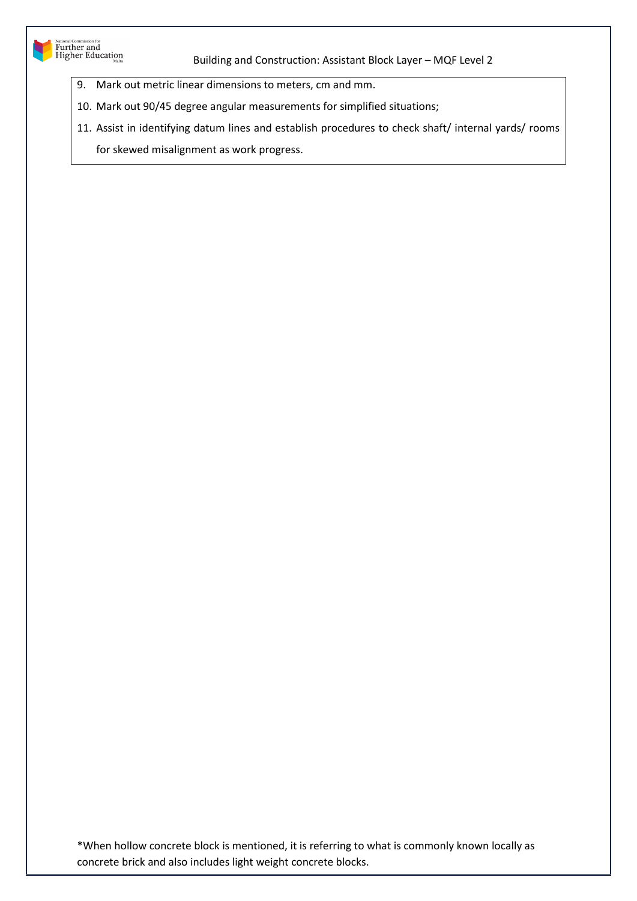9. Mark out metric linear dimensions to meters, cm and mm.
10. Mark out 90/45 degree angular measurements for simplified situations;
11. Assist in identifying datum lines and establish procedures to check shaft/ internal yards/ rooms for skewed misalignment as work progress.

*When hollow concrete block is mentioned, it is referring to what is commonly known locally as concrete brick and also includes light weight concrete blocks.